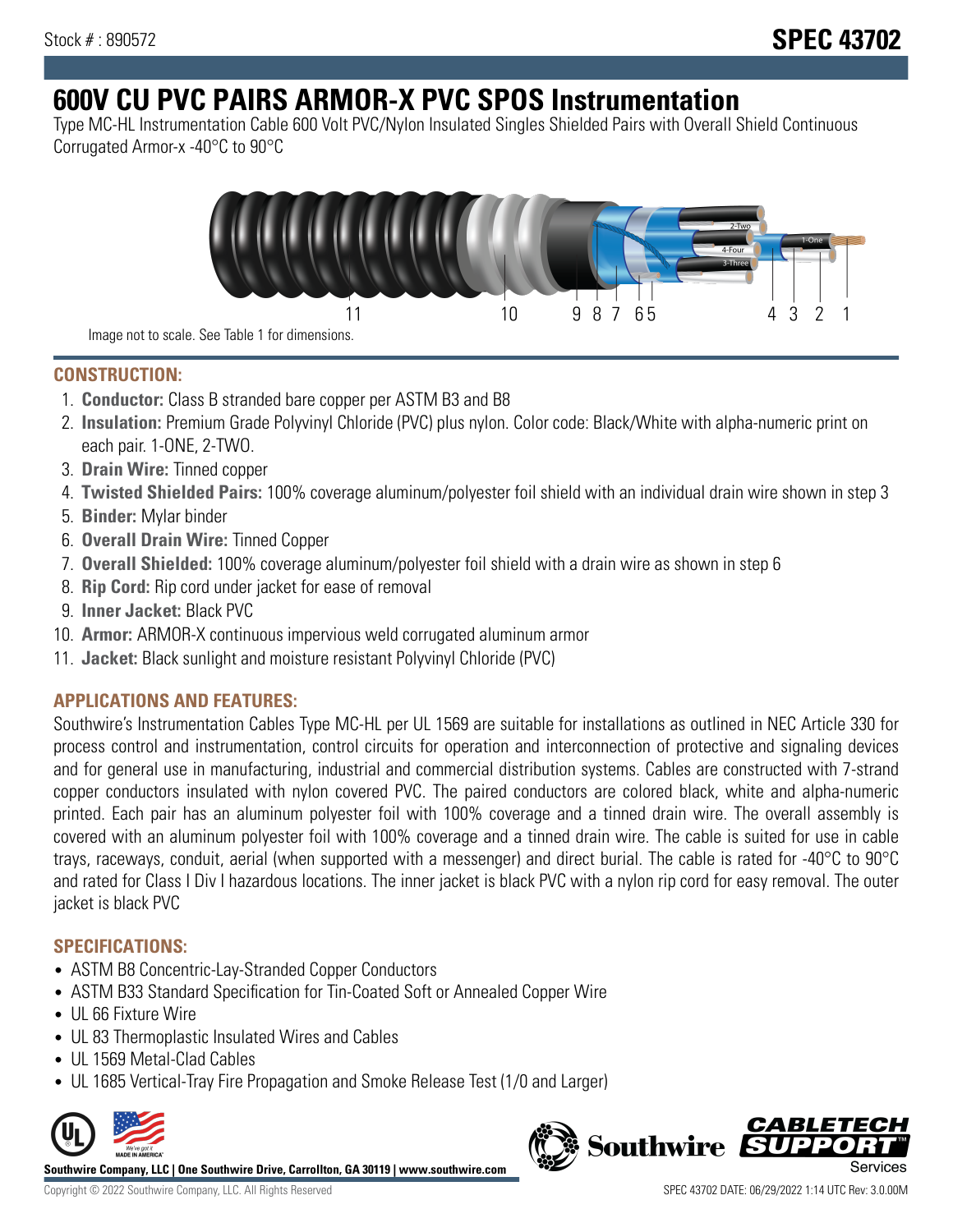Stock # : 890572

# SPEC 43702

# 600V CU PVC PAIRS ARMOR-X PVC SPOS Instrumentation

Type MC-HL Instrumentation Cable 600 Volt PVC/Nylon Insulated Singles Shielded Pairs with Overall Shield Continuous Corrugated Armor-x -40°C to 90°C

Image not to scale. See Table 1 for dimensions.

## CONSTRUCTION:

1. **Conductor:** Class B stranded bare copper per ASTM B3 and B8
2. **Insulation:** Premium Grade Polyvinyl Chloride (PVC) plus nylon. Color code: Black/White with alpha-numeric print on each pair. 1-ONE, 2-TWO.
3. **Drain Wire:** Tinned copper
4. **Twisted Shielded Pairs:** 100% coverage aluminum/polyester foil shield with an individual drain wire shown in step 3
5. **Binder:** Mylar binder
6. **Overall Drain Wire:** Tinned Copper
7. **Overall Shielded:** 100% coverage aluminum/polyester foil shield with a drain wire as shown in step 6
8. **Rip Cord:** Rip cord under jacket for ease of removal
9. **Inner Jacket:** Black PVC
10. **Armor:** ARMOR-X continuous impervious weld corrugated aluminum armor
11. **Jacket:** Black sunlight and moisture resistant Polyvinyl Chloride (PVC)

## APPLICATIONS AND FEATURES:

Southwire's Instrumentation Cables Type MC-HL per UL 1569 are suitable for installations as outlined in NEC Article 330 for process control and instrumentation, control circuits for operation and interconnection of protective and signaling devices and for general use in manufacturing, industrial and commercial distribution systems. Cables are constructed with 7-strand copper conductors insulated with nylon covered PVC. The paired conductors are colored black, white and alpha-numeric printed. Each pair has an aluminum polyester foil with 100% coverage and a tinned drain wire. The overall assembly is covered with an aluminum polyester foil with 100% coverage and a tinned drain wire. The cable is suited for use in cable trays, raceways, conduit, aerial (when supported with a messenger) and direct burial. The cable is rated for -40°C to 90°C and rated for Class I Div I hazardous locations. The inner jacket is black PVC with a nylon rip cord for easy removal. The outer jacket is black PVC

## SPECIFICATIONS:

- ASTM B8 Concentric-Lay-Stranded Copper Conductors
- ASTM B33 Standard Specification for Tin-Coated Soft or Annealed Copper Wire
- UL 66 Fixture Wire
- UL 83 Thermoplastic Insulated Wires and Cables
- UL 1569 Metal-Clad Cables
- UL 1685 Vertical-Tray Fire Propagation and Smoke Release Test (1/0 and Larger)

**Southwire Company, LLC | One Southwire Drive, Carrollton, GA 30119 | www.southwire.com**

Copyright © 2022 Southwire Company, LLC. All Rights Reserved

SPEC 43702 DATE: 06/29/2022 1:14 UTC Rev: 3.0.00M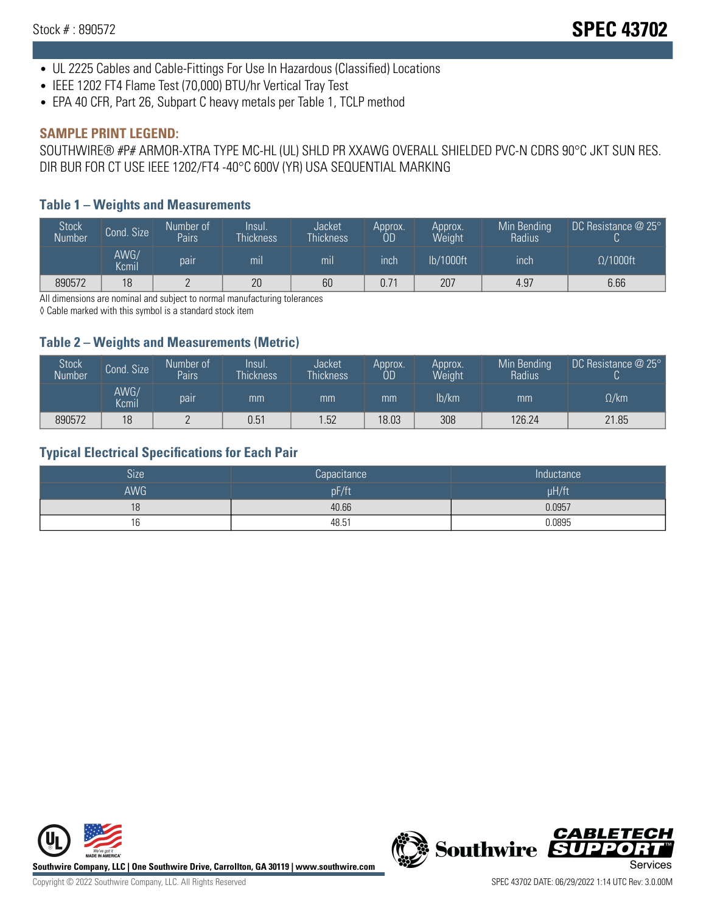- UL 2225 Cables and Cable-Fittings For Use In Hazardous (Classified) Locations
- IEEE 1202 FT4 Flame Test (70,000) BTU/hr Vertical Tray Test
- EPA 40 CFR, Part 26, Subpart C heavy metals per Table 1, TCLP method

### SAMPLE PRINT LEGEND:

SOUTHWIRE® #P# ARMOR-XTRA TYPE MC-HL (UL) SHLD PR XXAWG OVERALL SHIELDED PVC-N CDRS 90°C JKT SUN RES. DIR BUR FOR CT USE IEEE 1202/FT4 -40°C 600V (YR) USA SEQUENTIAL MARKING

### Table 1 – Weights and Measurements

| Stock Number | Cond. Size | Number of Pairs | Insul. Thickness | Jacket Thickness | Approx. OD | Approx. Weight | Min Bending Radius | DC Resistance @ 25° C |
|---|---|---|---|---|---|---|---|---|
| | AWG/ Kcmil | pair | mil | mil | inch | lb/1000ft | inch | Ω/1000ft |
| 890572 | 18 | 2 | 20 | 60 | 0.71 | 207 | 4.97 | 6.66 |

All dimensions are nominal and subject to normal manufacturing tolerances

◊ Cable marked with this symbol is a standard stock item

### Table 2 – Weights and Measurements (Metric)

| Stock Number | Cond. Size | Number of Pairs | Insul. Thickness | Jacket Thickness | Approx. OD | Approx. Weight | Min Bending Radius | DC Resistance @ 25° C |
|---|---|---|---|---|---|---|---|---|
| | AWG/ Kcmil | pair | mm | mm | mm | lb/km | mm | Ω/km |
| 890572 | 18 | 2 | 0.51 | 1.52 | 18.03 | 308 | 126.24 | 21.85 |

### Typical Electrical Specifications for Each Pair

| Size | Capacitance | Inductance |
|---|---|---|
| AWG | pF/ft | μH/ft |
| 18 | 40.66 | 0.0957 |
| 16 | 48.51 | 0.0895 |

Southwire Company, LLC | One Southwire Drive, Carrollton, GA 30119 | www.southwire.com

Copyright © 2022 Southwire Company, LLC. All Rights Reserved

SPEC 43702 DATE: 06/29/2022 1:14 UTC Rev: 3.0.00M